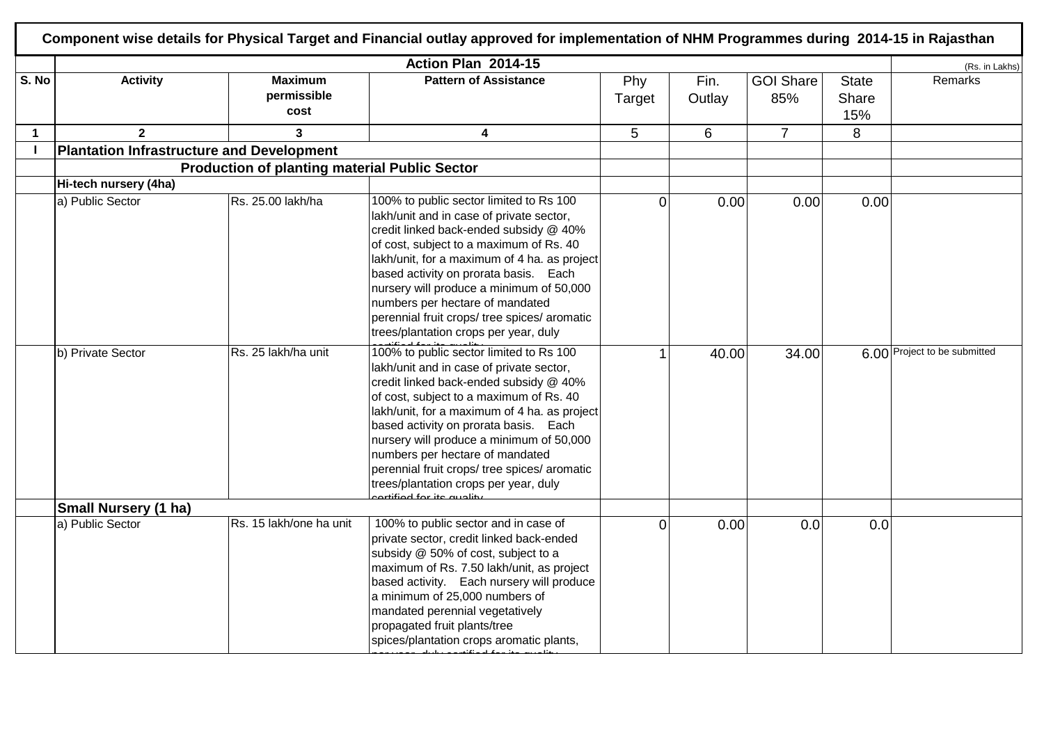# Component wise details for Physical Target and Financial outlay approved for implementation of NHM Programmes during 2014-15 in Rajasthan

| | Action Plan 2014-15 | | | | | | | (Rs. in Lakhs) |
|---|---|---|---|---|---|---|---|---|
| S. No | Activity | Maximum permissible cost | Pattern of Assistance | Phy Target | Fin. Outlay | GOI Share 85% | State Share 15% | Remarks |
| 1 | 2 | 3 | 4 | 5 | 6 | 7 | 8 | |
| I | **Plantation Infrastructure and Development** | | | | | | | |
| | **Production of planting material Public Sector** | | | | | | | |
| | **Hi-tech nursery (4ha)** | | | | | | | |
| | a) Public Sector | Rs. 25.00 lakh/ha | 100% to public sector limited to Rs 100 lakh/unit and in case of private sector, credit linked back-ended subsidy @ 40% of cost, subject to a maximum of Rs. 40 lakh/unit, for a maximum of 4 ha. as project based activity on prorata basis. Each nursery will produce a minimum of 50,000 numbers per hectare of mandated perennial fruit crops/ tree spices/ aromatic trees/plantation crops per year, duly certified for its quality. | 0 | 0.00 | 0.00 | 0.00 | |
| | b) Private Sector | Rs. 25 lakh/ha unit | 100% to public sector limited to Rs 100 lakh/unit and in case of private sector, credit linked back-ended subsidy @ 40% of cost, subject to a maximum of Rs. 40 lakh/unit, for a maximum of 4 ha. as project based activity on prorata basis. Each nursery will produce a minimum of 50,000 numbers per hectare of mandated perennial fruit crops/ tree spices/ aromatic trees/plantation crops per year, duly certified for its quality. | 1 | 40.00 | 34.00 | 6.00 | Project to be submitted |
| | **Small Nursery (1 ha)** | | | | | | | |
| | a) Public Sector | Rs. 15 lakh/one ha unit | 100% to public sector and in case of private sector, credit linked back-ended subsidy @ 50% of cost, subject to a maximum of Rs. 7.50 lakh/unit, as project based activity. Each nursery will produce a minimum of 25,000 numbers of mandated perennial vegetatively propagated fruit plants/tree spices/plantation crops aromatic plants, per year, duly certified for its quality. | 0 | 0.00 | 0.0 | 0.0 | |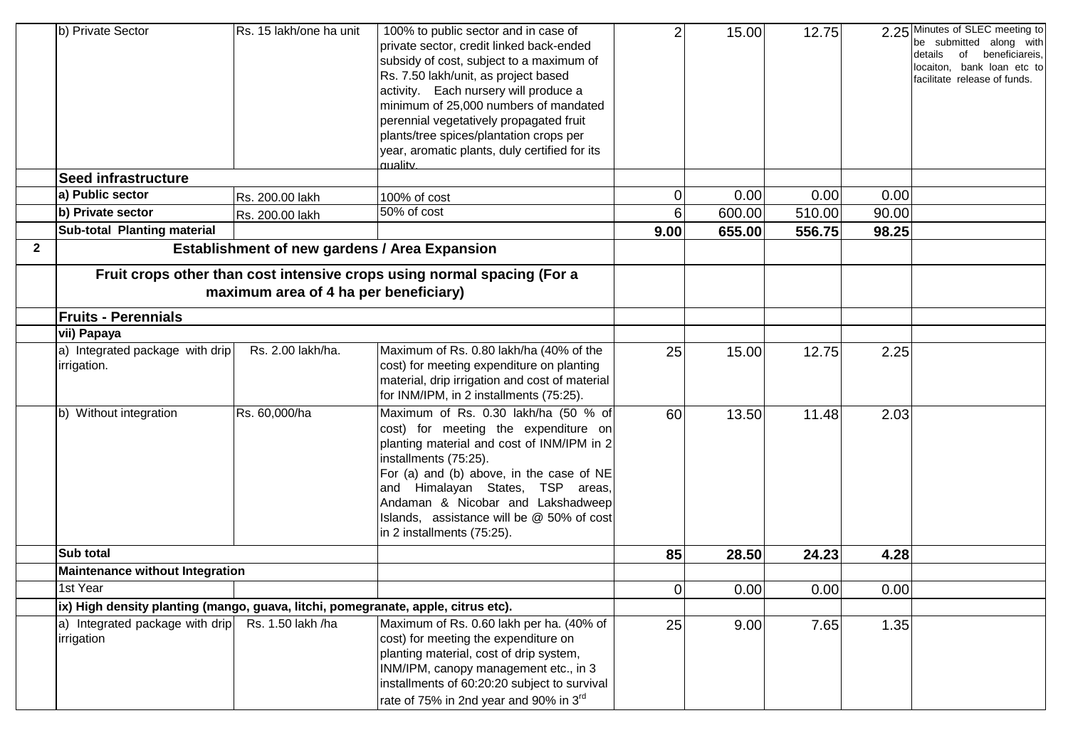| | | | | | | | | |
|---|---|---|---|---|---|---|---|---|
| | b) Private Sector | Rs. 15 lakh/one ha unit | 100% to public sector and in case of private sector, credit linked back-ended subsidy of cost, subject to a maximum of Rs. 7.50 lakh/unit, as project based activity. Each nursery will produce a minimum of 25,000 numbers of mandated perennial vegetatively propagated fruit plants/tree spices/plantation crops per year, aromatic plants, duly certified for its quality. | 2 | 15.00 | 12.75 | 2.25 | Minutes of SLEC meeting to be submitted along with details of beneficiareis, locaiton, bank loan etc to facilitate release of funds. |
| | **Seed infrastructure** | | | | | | | |
| | **a) Public sector** | Rs. 200.00 lakh | 100% of cost | 0 | 0.00 | 0.00 | 0.00 | |
| | **b) Private sector** | Rs. 200.00 lakh | 50% of cost | 6 | 600.00 | 510.00 | 90.00 | |
| | **Sub-total Planting material** | | | **9.00** | **655.00** | **556.75** | **98.25** | |
| **2** | **Establishment of new gardens / Area Expansion** | | | | | | | |
| | **Fruit crops other than cost intensive crops using normal spacing (For a maximum area of 4 ha per beneficiary)** | | | | | | | |
| | **Fruits - Perennials** | | | | | | | |
| | **vii) Papaya** | | | | | | | |
| | a) Integrated package with drip irrigation. | Rs. 2.00 lakh/ha. | Maximum of Rs. 0.80 lakh/ha (40% of the cost) for meeting expenditure on planting material, drip irrigation and cost of material for INM/IPM, in 2 installments (75:25). | 25 | 15.00 | 12.75 | 2.25 | |
| | b) Without integration | Rs. 60,000/ha | Maximum of Rs. 0.30 lakh/ha (50 % of cost) for meeting the expenditure on planting material and cost of INM/IPM in 2 installments (75:25). For (a) and (b) above, in the case of NE and Himalayan States, TSP areas, Andaman & Nicobar and Lakshadweep Islands, assistance will be @ 50% of cost in 2 installments (75:25). | 60 | 13.50 | 11.48 | 2.03 | |
| | **Sub total** | | | **85** | **28.50** | **24.23** | **4.28** | |
| | **Maintenance without Integration** | | | | | | | |
| | 1st Year | | | 0 | 0.00 | 0.00 | 0.00 | |
| | **ix) High density planting (mango, guava, litchi, pomegranate, apple, citrus etc).** | | | | | | | |
| | a) Integrated package with drip irrigation | Rs. 1.50 lakh /ha | Maximum of Rs. 0.60 lakh per ha. (40% of cost) for meeting the expenditure on planting material, cost of drip system, INM/IPM, canopy management etc., in 3 installments of 60:20:20 subject to survival rate of 75% in 2nd year and 90% in 3rd | 25 | 9.00 | 7.65 | 1.35 | |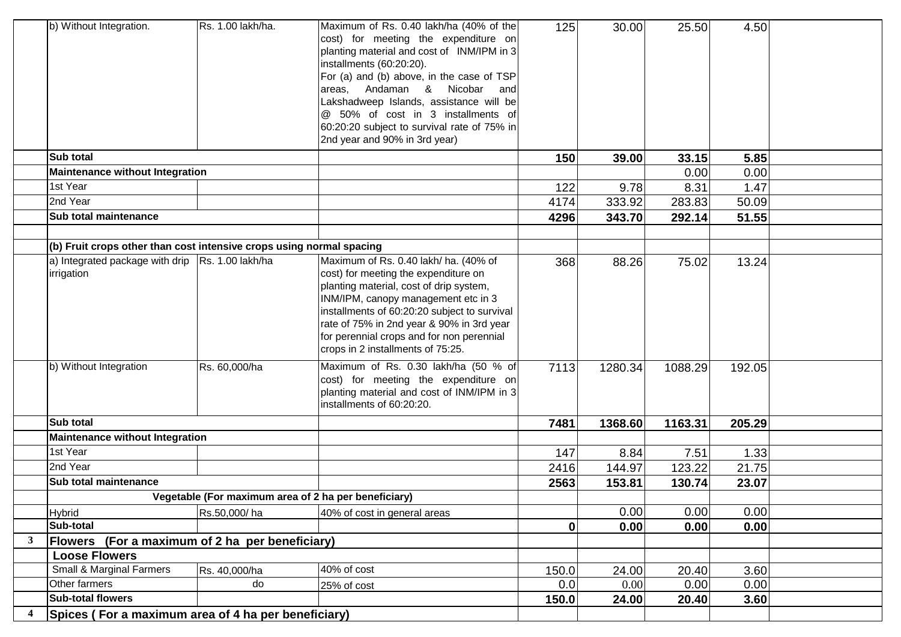|  |  |  |  |  |  |  |  |  |
|---|---|---|---|---|---|---|---|---|
|  | b) Without Integration. | Rs. 1.00 lakh/ha. | Maximum of Rs. 0.40 lakh/ha (40% of the cost) for meeting the expenditure on planting material and cost of INM/IPM in 3 installments (60:20:20). For (a) and (b) above, in the case of TSP areas, Andaman & Nicobar and Lakshadweep Islands, assistance will be @ 50% of cost in 3 installments of 60:20:20 subject to survival rate of 75% in 2nd year and 90% in 3rd year) | 125 | 30.00 | 25.50 | 4.50 |  |
|  | **Sub total** |  |  | **150** | **39.00** | **33.15** | **5.85** |  |
|  | **Maintenance without Integration** |  |  |  |  | 0.00 | 0.00 |  |
|  | 1st Year |  |  | 122 | 9.78 | 8.31 | 1.47 |  |
|  | 2nd Year |  |  | 4174 | 333.92 | 283.83 | 50.09 |  |
|  | **Sub total maintenance** |  |  | **4296** | **343.70** | **292.14** | **51.55** |  |
|  |  |  |  |  |  |  |  |  |
|  | **(b) Fruit crops other than cost intensive crops using normal spacing** |  |  |  |  |  |  |  |
|  | a) Integrated package with drip irrigation | Rs. 1.00 lakh/ha | Maximum of Rs. 0.40 lakh/ ha. (40% of cost) for meeting the expenditure on planting material, cost of drip system, INM/IPM, canopy management etc in 3 installments of 60:20:20 subject to survival rate of 75% in 2nd year & 90% in 3rd year for perennial crops and for non perennial crops in 2 installments of 75:25. | 368 | 88.26 | 75.02 | 13.24 |  |
|  | b) Without Integration | Rs. 60,000/ha | Maximum of Rs. 0.30 lakh/ha (50 % of cost) for meeting the expenditure on planting material and cost of INM/IPM in 3 installments of 60:20:20. | 7113 | 1280.34 | 1088.29 | 192.05 |  |
|  | **Sub total** |  |  | **7481** | **1368.60** | **1163.31** | **205.29** |  |
|  | **Maintenance without Integration** |  |  |  |  |  |  |  |
|  | 1st Year |  |  | 147 | 8.84 | 7.51 | 1.33 |  |
|  | 2nd Year |  |  | 2416 | 144.97 | 123.22 | 21.75 |  |
|  | **Sub total maintenance** |  |  | **2563** | **153.81** | **130.74** | **23.07** |  |
|  | **Vegetable (For maximum area of 2 ha per beneficiary)** |  |  |  |  |  |  |  |
|  | Hybrid | Rs.50,000/ ha | 40% of cost in general areas |  | 0.00 | 0.00 | 0.00 |  |
|  | **Sub-total** |  |  | **0** | **0.00** | **0.00** | **0.00** |  |
| **3** | **Flowers (For a maximum of 2 ha per beneficiary)** |  |  |  |  |  |  |  |
|  | **Loose Flowers** |  |  |  |  |  |  |  |
|  | Small & Marginal Farmers | Rs. 40,000/ha | 40% of cost | 150.0 | 24.00 | 20.40 | 3.60 |  |
|  | Other farmers | do | 25% of cost | 0.0 | 0.00 | 0.00 | 0.00 |  |
|  | **Sub-total flowers** |  |  | **150.0** | **24.00** | **20.40** | **3.60** |  |
| **4** | **Spices ( For a maximum area of 4 ha per beneficiary)** |  |  |  |  |  |  |  |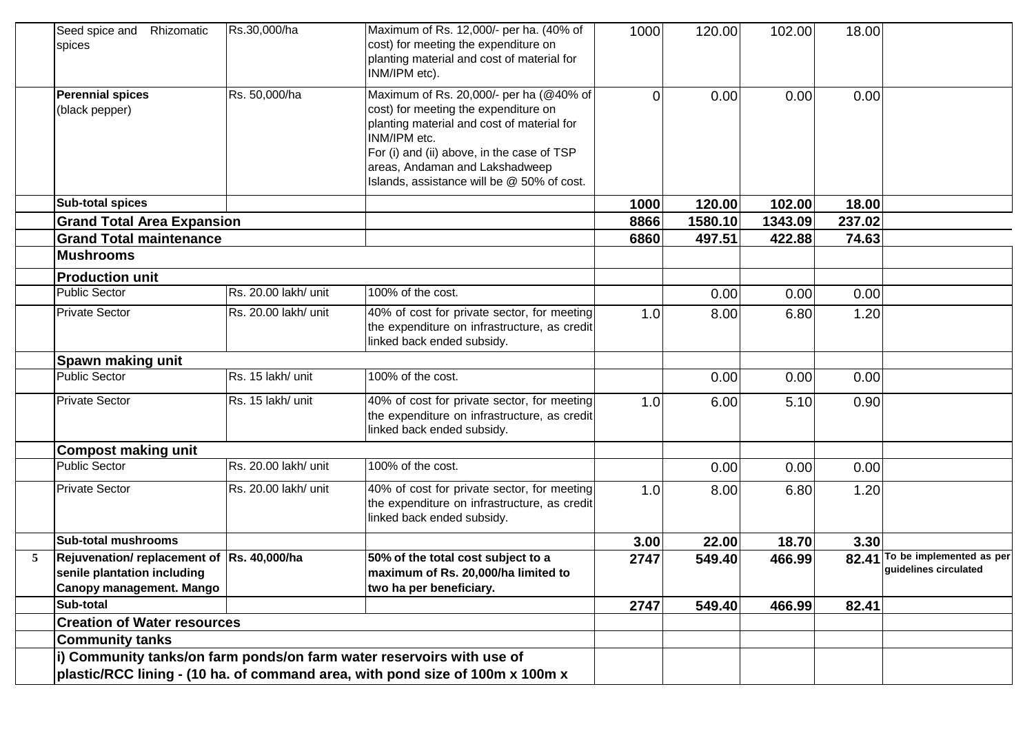| | | | | | | | | |
|---|---|---|---|---|---|---|---|---|
| | Seed spice and Rhizomatic spices | Rs.30,000/ha | Maximum of Rs. 12,000/- per ha. (40% of cost) for meeting the expenditure on planting material and cost of material for INM/IPM etc). | 1000 | 120.00 | 102.00 | 18.00 | |
| | **Perennial spices** (black pepper) | Rs. 50,000/ha | Maximum of Rs. 20,000/- per ha (@40% of cost) for meeting the expenditure on planting material and cost of material for INM/IPM etc. For (i) and (ii) above, in the case of TSP areas, Andaman and Lakshadweep Islands, assistance will be @ 50% of cost. | 0 | 0.00 | 0.00 | 0.00 | |
| | **Sub-total spices** | | | **1000** | **120.00** | **102.00** | **18.00** | |
| | **Grand Total Area Expansion** | | | **8866** | **1580.10** | **1343.09** | **237.02** | |
| | **Grand Total maintenance** | | | **6860** | **497.51** | **422.88** | **74.63** | |
| | **Mushrooms** | | | | | | | |
| | **Production unit** | | | | | | | |
| | Public Sector | Rs. 20.00 lakh/ unit | 100% of the cost. | | 0.00 | 0.00 | 0.00 | |
| | Private Sector | Rs. 20.00 lakh/ unit | 40% of cost for private sector, for meeting the expenditure on infrastructure, as credit linked back ended subsidy. | 1.0 | 8.00 | 6.80 | 1.20 | |
| | **Spawn making unit** | | | | | | | |
| | Public Sector | Rs. 15 lakh/ unit | 100% of the cost. | | 0.00 | 0.00 | 0.00 | |
| | Private Sector | Rs. 15 lakh/ unit | 40% of cost for private sector, for meeting the expenditure on infrastructure, as credit linked back ended subsidy. | 1.0 | 6.00 | 5.10 | 0.90 | |
| | **Compost making unit** | | | | | | | |
| | Public Sector | Rs. 20.00 lakh/ unit | 100% of the cost. | | 0.00 | 0.00 | 0.00 | |
| | Private Sector | Rs. 20.00 lakh/ unit | 40% of cost for private sector, for meeting the expenditure on infrastructure, as credit linked back ended subsidy. | 1.0 | 8.00 | 6.80 | 1.20 | |
| | **Sub-total mushrooms** | | | **3.00** | **22.00** | **18.70** | **3.30** | |
| **5** | **Rejuvenation/ replacement of senile plantation including Canopy management. Mango** | **Rs. 40,000/ha** | **50% of the total cost subject to a maximum of Rs. 20,000/ha limited to two ha per beneficiary.** | **2747** | **549.40** | **466.99** | **82.41** | **To be implemented as per guidelines circulated** |
| | **Sub-total** | | | **2747** | **549.40** | **466.99** | **82.41** | |
| | **Creation of Water resources** | | | | | | | |
| | **Community tanks** | | | | | | | |
| | **i) Community tanks/on farm ponds/on farm water reservoirs with use of plastic/RCC lining - (10 ha. of command area, with pond size of 100m x 100m x** | | | | | | | |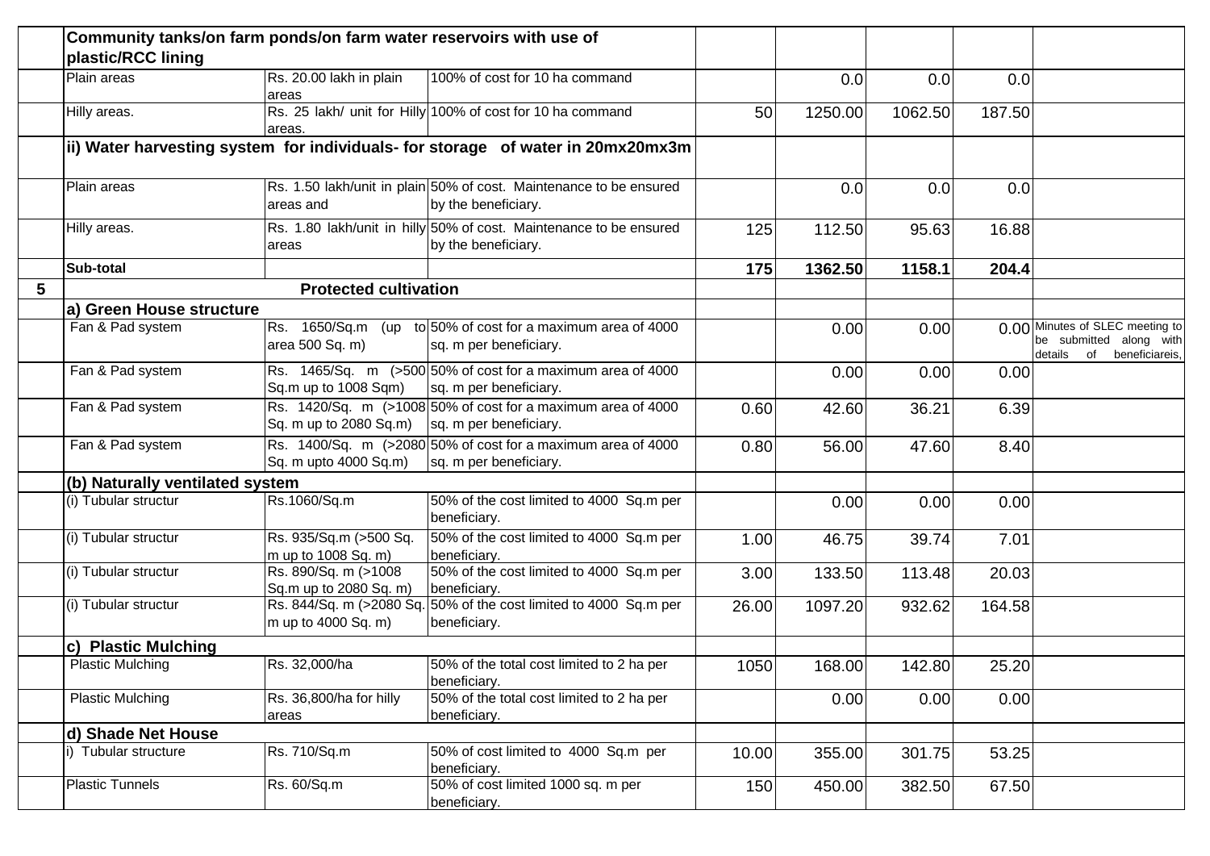| | | | | | | | | |
|---|---|---|---|---|---|---|---|---|
| | **Community tanks/on farm ponds/on farm water reservoirs with use of plastic/RCC lining** | | | | | | | |
| | Plain areas | Rs. 20.00 lakh in plain areas | 100% of cost for 10 ha command | | 0.0 | 0.0 | 0.0 | |
| | Hilly areas. | Rs. 25 lakh/ unit for Hilly areas. | 100% of cost for 10 ha command | 50 | 1250.00 | 1062.50 | 187.50 | |
| | **ii) Water harvesting system for individuals- for storage of water in 20mx20mx3m** | | | | | | | |
| | Plain areas | Rs. 1.50 lakh/unit in plain areas and | 50% of cost. Maintenance to be ensured by the beneficiary. | | 0.0 | 0.0 | 0.0 | |
| | Hilly areas. | Rs. 1.80 lakh/unit in hilly areas | 50% of cost. Maintenance to be ensured by the beneficiary. | 125 | 112.50 | 95.63 | 16.88 | |
| | **Sub-total** | | | **175** | **1362.50** | **1158.1** | **204.4** | |
| **5** | | **Protected cultivation** | | | | | | |
| | **a) Green House structure** | | | | | | | |
| | Fan & Pad system | Rs. 1650/Sq.m (up to area 500 Sq. m) | 50% of cost for a maximum area of 4000 sq. m per beneficiary. | | 0.00 | 0.00 | 0.00 | Minutes of SLEC meeting to be submitted along with details of beneficiareis, |
| | Fan & Pad system | Rs. 1465/Sq. m (>500 Sq.m up to 1008 Sqm) | 50% of cost for a maximum area of 4000 sq. m per beneficiary. | | 0.00 | 0.00 | 0.00 | |
| | Fan & Pad system | Rs. 1420/Sq. m (>1008 Sq. m up to 2080 Sq.m) | 50% of cost for a maximum area of 4000 sq. m per beneficiary. | 0.60 | 42.60 | 36.21 | 6.39 | |
| | Fan & Pad system | Rs. 1400/Sq. m (>2080 Sq. m upto 4000 Sq.m) | 50% of cost for a maximum area of 4000 sq. m per beneficiary. | 0.80 | 56.00 | 47.60 | 8.40 | |
| | **(b) Naturally ventilated system** | | | | | | | |
| | (i) Tubular structur | Rs.1060/Sq.m | 50% of the cost limited to 4000 Sq.m per beneficiary. | | 0.00 | 0.00 | 0.00 | |
| | (i) Tubular structur | Rs. 935/Sq.m (>500 Sq. m up to 1008 Sq. m) | 50% of the cost limited to 4000 Sq.m per beneficiary. | 1.00 | 46.75 | 39.74 | 7.01 | |
| | (i) Tubular structur | Rs. 890/Sq. m (>1008 Sq.m up to 2080 Sq. m) | 50% of the cost limited to 4000 Sq.m per beneficiary. | 3.00 | 133.50 | 113.48 | 20.03 | |
| | (i) Tubular structur | Rs. 844/Sq. m (>2080 Sq. m up to 4000 Sq. m) | 50% of the cost limited to 4000 Sq.m per beneficiary. | 26.00 | 1097.20 | 932.62 | 164.58 | |
| | **c) Plastic Mulching** | | | | | | | |
| | Plastic Mulching | Rs. 32,000/ha | 50% of the total cost limited to 2 ha per beneficiary. | 1050 | 168.00 | 142.80 | 25.20 | |
| | Plastic Mulching | Rs. 36,800/ha for hilly areas | 50% of the total cost limited to 2 ha per beneficiary. | | 0.00 | 0.00 | 0.00 | |
| | **d) Shade Net House** | | | | | | | |
| | i) Tubular structure | Rs. 710/Sq.m | 50% of cost limited to 4000 Sq.m per beneficiary. | 10.00 | 355.00 | 301.75 | 53.25 | |
| | Plastic Tunnels | Rs. 60/Sq.m | 50% of cost limited 1000 sq. m per beneficiary. | 150 | 450.00 | 382.50 | 67.50 | |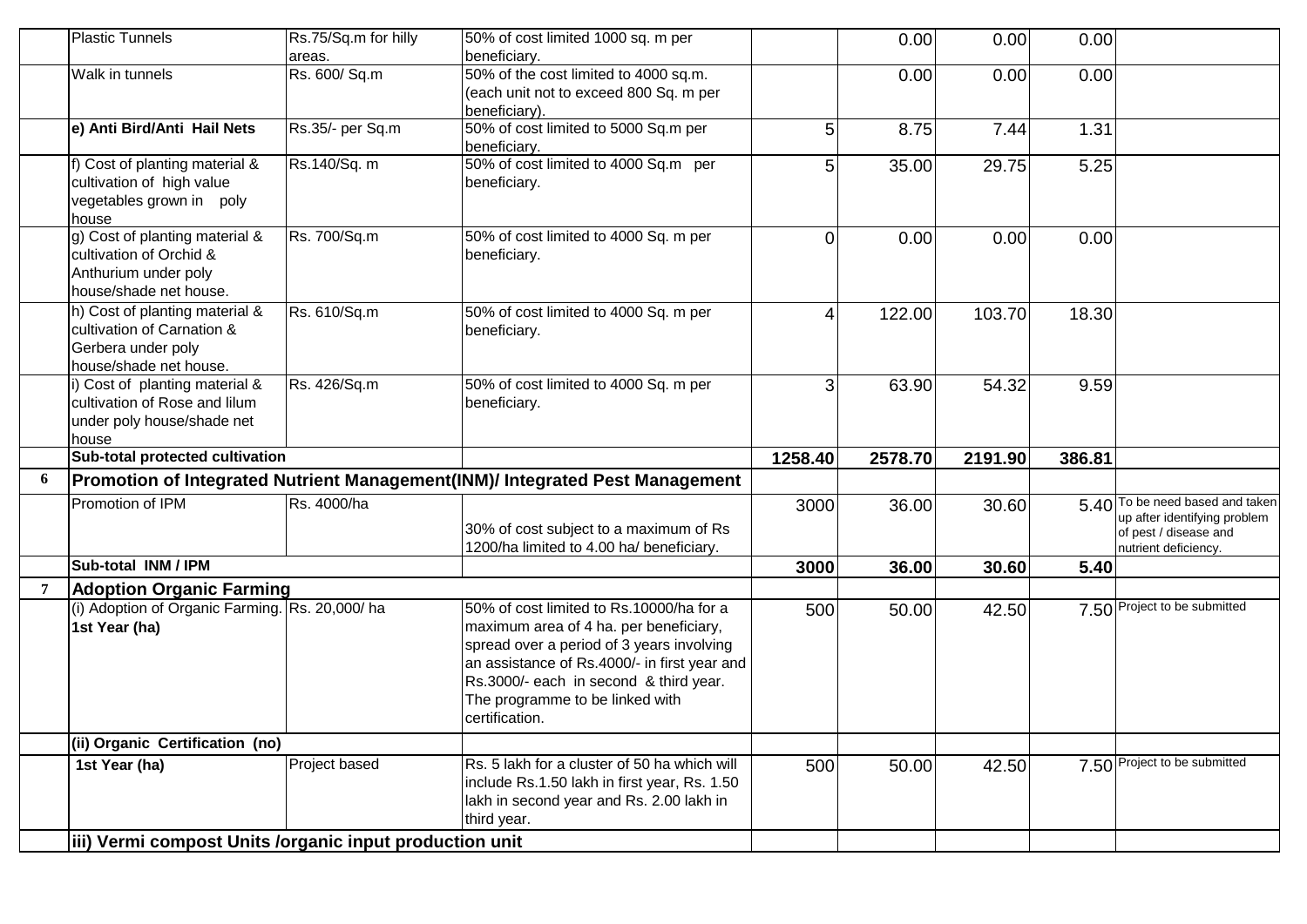| | | | | | | | | |
|---|---|---|---|---|---|---|---|---|
| | Plastic Tunnels | Rs.75/Sq.m for hilly areas. | 50% of cost limited 1000 sq. m per beneficiary. | | 0.00 | 0.00 | 0.00 | |
| | Walk in tunnels | Rs. 600/ Sq.m | 50% of the cost limited to 4000 sq.m. (each unit not to exceed 800 Sq. m per beneficiary). | | 0.00 | 0.00 | 0.00 | |
| | **e) Anti Bird/Anti Hail Nets** | Rs.35/- per Sq.m | 50% of cost limited to 5000 Sq.m per beneficiary. | 5 | 8.75 | 7.44 | 1.31 | |
| | f) Cost of planting material & cultivation of high value vegetables grown in poly house | Rs.140/Sq. m | 50% of cost limited to 4000 Sq.m per beneficiary. | 5 | 35.00 | 29.75 | 5.25 | |
| | g) Cost of planting material & cultivation of Orchid & Anthurium under poly house/shade net house. | Rs. 700/Sq.m | 50% of cost limited to 4000 Sq. m per beneficiary. | 0 | 0.00 | 0.00 | 0.00 | |
| | h) Cost of planting material & cultivation of Carnation & Gerbera under poly house/shade net house. | Rs. 610/Sq.m | 50% of cost limited to 4000 Sq. m per beneficiary. | 4 | 122.00 | 103.70 | 18.30 | |
| | i) Cost of planting material & cultivation of Rose and lilum under poly house/shade net house | Rs. 426/Sq.m | 50% of cost limited to 4000 Sq. m per beneficiary. | 3 | 63.90 | 54.32 | 9.59 | |
| | **Sub-total protected cultivation** | | | **1258.40** | **2578.70** | **2191.90** | **386.81** | |
| **6** | **Promotion of Integrated Nutrient Management(INM)/ Integrated Pest Management** | | | | | | | |
| | Promotion of IPM | Rs. 4000/ha | 30% of cost subject to a maximum of Rs 1200/ha limited to 4.00 ha/ beneficiary. | 3000 | 36.00 | 30.60 | 5.40 | To be need based and taken up after identifying problem of pest / disease and nutrient deficiency. |
| | **Sub-total INM / IPM** | | | **3000** | **36.00** | **30.60** | **5.40** | |
| **7** | **Adoption Organic Farming** | | | | | | | |
| | (i) Adoption of Organic Farming. **1st Year (ha)** | Rs. 20,000/ ha | 50% of cost limited to Rs.10000/ha for a maximum area of 4 ha. per beneficiary, spread over a period of 3 years involving an assistance of Rs.4000/- in first year and Rs.3000/- each in second & third year. The programme to be linked with certification. | 500 | 50.00 | 42.50 | 7.50 | Project to be submitted |
| | **(ii) Organic Certification (no)** | | | | | | | |
| | **1st Year (ha)** | Project based | Rs. 5 lakh for a cluster of 50 ha which will include Rs.1.50 lakh in first year, Rs. 1.50 lakh in second year and Rs. 2.00 lakh in third year. | 500 | 50.00 | 42.50 | 7.50 | Project to be submitted |
| | **iii) Vermi compost Units /organic input production unit** | | | | | | | |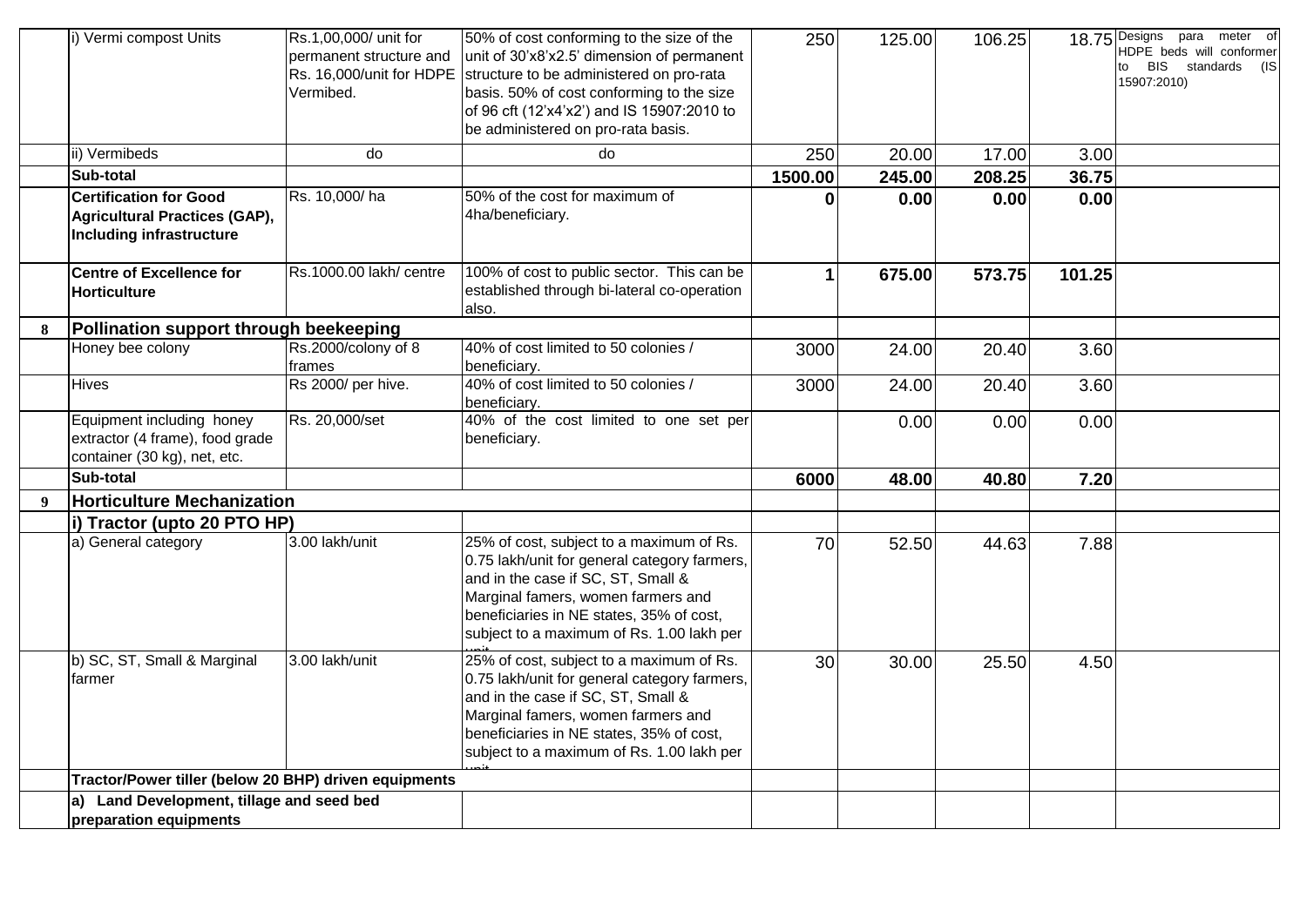| | i) Vermi compost Units | Rs.1,00,000/ unit for permanent structure and Rs. 16,000/unit for HDPE Vermibed. | 50% of cost conforming to the size of the unit of 30'x8'x2.5' dimension of permanent structure to be administered on pro-rata basis. 50% of cost conforming to the size of 96 cft (12'x4'x2') and IS 15907:2010 to be administered on pro-rata basis. | 250 | 125.00 | 106.25 | 18.75 | Designs para meter of HDPE beds will conformer to BIS standards (IS 15907:2010) |
|---|---|---|---|---|---|---|---|---|
| | ii) Vermibeds | do | do | 250 | 20.00 | 17.00 | 3.00 | |
| | **Sub-total** | | | **1500.00** | **245.00** | **208.25** | **36.75** | |
| | **Certification for Good Agricultural Practices (GAP), Including infrastructure** | Rs. 10,000/ ha | 50% of the cost for maximum of 4ha/beneficiary. | **0** | **0.00** | **0.00** | **0.00** | |
| | **Centre of Excellence for Horticulture** | Rs.1000.00 lakh/ centre | 100% of cost to public sector. This can be established through bi-lateral co-operation also. | **1** | **675.00** | **573.75** | **101.25** | |
| **8** | **Pollination support through beekeeping** | | | | | | | |
| | Honey bee colony | Rs.2000/colony of 8 frames | 40% of cost limited to 50 colonies / beneficiary. | 3000 | 24.00 | 20.40 | 3.60 | |
| | Hives | Rs 2000/ per hive. | 40% of cost limited to 50 colonies / beneficiary. | 3000 | 24.00 | 20.40 | 3.60 | |
| | Equipment including honey extractor (4 frame), food grade container (30 kg), net, etc. | Rs. 20,000/set | 40% of the cost limited to one set per beneficiary. | | 0.00 | 0.00 | 0.00 | |
| | **Sub-total** | | | **6000** | **48.00** | **40.80** | **7.20** | |
| **9** | **Horticulture Mechanization** | | | | | | | |
| | **i) Tractor (upto 20 PTO HP)** | | | | | | | |
| | a) General category | 3.00 lakh/unit | 25% of cost, subject to a maximum of Rs. 0.75 lakh/unit for general category farmers, and in the case if SC, ST, Small & Marginal famers, women farmers and beneficiaries in NE states, 35% of cost, subject to a maximum of Rs. 1.00 lakh per unit | 70 | 52.50 | 44.63 | 7.88 | |
| | b) SC, ST, Small & Marginal farmer | 3.00 lakh/unit | 25% of cost, subject to a maximum of Rs. 0.75 lakh/unit for general category farmers, and in the case if SC, ST, Small & Marginal famers, women farmers and beneficiaries in NE states, 35% of cost, subject to a maximum of Rs. 1.00 lakh per unit | 30 | 30.00 | 25.50 | 4.50 | |
| | **Tractor/Power tiller (below 20 BHP) driven equipments** | | | | | | | |
| | **a) Land Development, tillage and seed bed preparation equipments** | | | | | | | |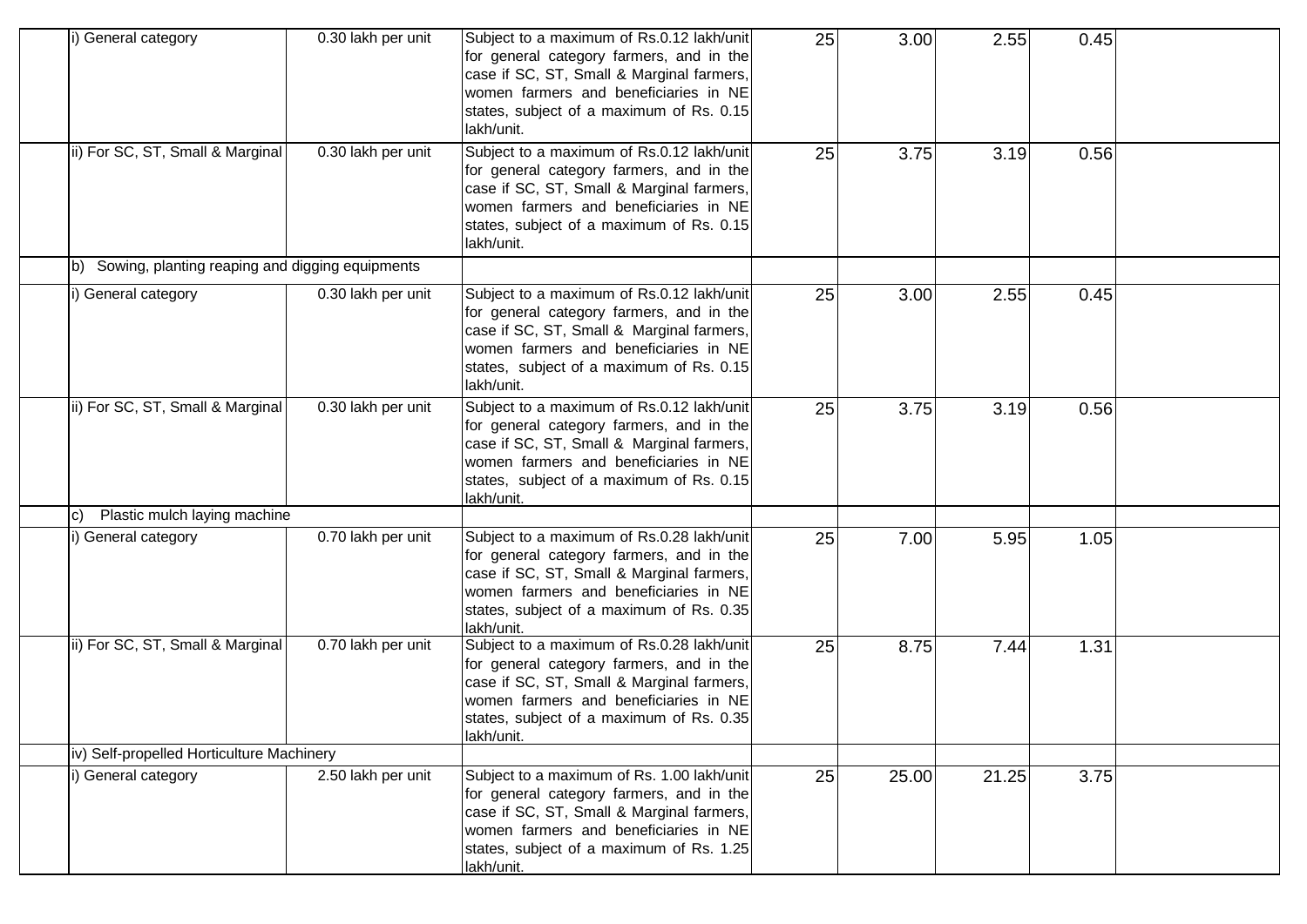| | | | | | | | | |
|---|---|---|---|---|---|---|---|---|
| | i) General category | 0.30 lakh per unit | Subject to a maximum of Rs.0.12 lakh/unit for general category farmers, and in the case if SC, ST, Small & Marginal farmers, women farmers and beneficiaries in NE states, subject of a maximum of Rs. 0.15 lakh/unit. | 25 | 3.00 | 2.55 | 0.45 | |
| | ii) For SC, ST, Small & Marginal | 0.30 lakh per unit | Subject to a maximum of Rs.0.12 lakh/unit for general category farmers, and in the case if SC, ST, Small & Marginal farmers, women farmers and beneficiaries in NE states, subject of a maximum of Rs. 0.15 lakh/unit. | 25 | 3.75 | 3.19 | 0.56 | |
| | b) Sowing, planting reaping and digging equipments | | | | | | | |
| | i) General category | 0.30 lakh per unit | Subject to a maximum of Rs.0.12 lakh/unit for general category farmers, and in the case if SC, ST, Small & Marginal farmers, women farmers and beneficiaries in NE states, subject of a maximum of Rs. 0.15 lakh/unit. | 25 | 3.00 | 2.55 | 0.45 | |
| | ii) For SC, ST, Small & Marginal | 0.30 lakh per unit | Subject to a maximum of Rs.0.12 lakh/unit for general category farmers, and in the case if SC, ST, Small & Marginal farmers, women farmers and beneficiaries in NE states, subject of a maximum of Rs. 0.15 lakh/unit. | 25 | 3.75 | 3.19 | 0.56 | |
| | c) Plastic mulch laying machine | | | | | | | |
| | i) General category | 0.70 lakh per unit | Subject to a maximum of Rs.0.28 lakh/unit for general category farmers, and in the case if SC, ST, Small & Marginal farmers, women farmers and beneficiaries in NE states, subject of a maximum of Rs. 0.35 lakh/unit. | 25 | 7.00 | 5.95 | 1.05 | |
| | ii) For SC, ST, Small & Marginal | 0.70 lakh per unit | Subject to a maximum of Rs.0.28 lakh/unit for general category farmers, and in the case if SC, ST, Small & Marginal farmers, women farmers and beneficiaries in NE states, subject of a maximum of Rs. 0.35 lakh/unit. | 25 | 8.75 | 7.44 | 1.31 | |
| | iv) Self-propelled Horticulture Machinery | | | | | | | |
| | i) General category | 2.50 lakh per unit | Subject to a maximum of Rs. 1.00 lakh/unit for general category farmers, and in the case if SC, ST, Small & Marginal farmers, women farmers and beneficiaries in NE states, subject of a maximum of Rs. 1.25 lakh/unit. | 25 | 25.00 | 21.25 | 3.75 | |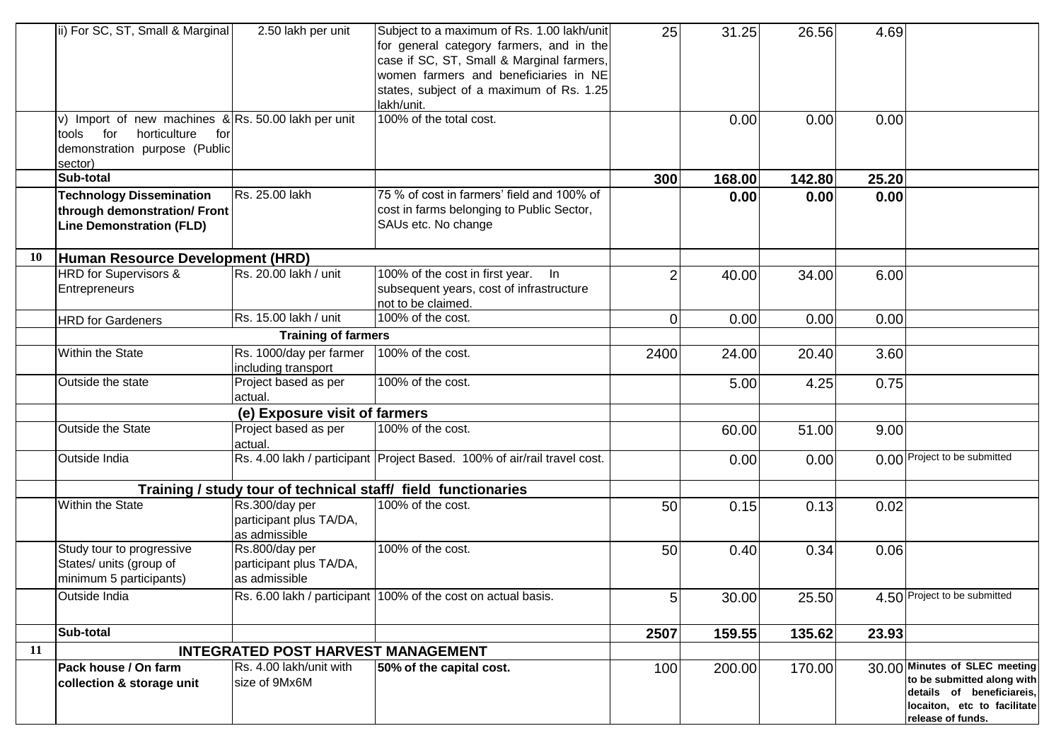| | | | | | | | | |
|---|---|---|---|---|---|---|---|---|
| | ii) For SC, ST, Small & Marginal | 2.50 lakh per unit | Subject to a maximum of Rs. 1.00 lakh/unit for general category farmers, and in the case if SC, ST, Small & Marginal farmers, women farmers and beneficiaries in NE states, subject of a maximum of Rs. 1.25 lakh/unit. | 25 | 31.25 | 26.56 | 4.69 | |
| | v) Import of new machines & tools for horticulture for demonstration purpose (Public sector) | Rs. 50.00 lakh per unit | 100% of the total cost. | | 0.00 | 0.00 | 0.00 | |
| | **Sub-total** | | | **300** | **168.00** | **142.80** | **25.20** | |
| | **Technology Dissemination through demonstration/ Front Line Demonstration (FLD)** | Rs. 25.00 lakh | 75 % of cost in farmers' field and 100% of cost in farms belonging to Public Sector, SAUs etc. No change | | **0.00** | **0.00** | **0.00** | |
| **10** | **Human Resource Development (HRD)** | | | | | | | |
| | HRD for Supervisors & Entrepreneurs | Rs. 20.00 lakh / unit | 100% of the cost in first year. In subsequent years, cost of infrastructure not to be claimed. | 2 | 40.00 | 34.00 | 6.00 | |
| | HRD for Gardeners | Rs. 15.00 lakh / unit | 100% of the cost. | 0 | 0.00 | 0.00 | 0.00 | |
| | | **Training of farmers** | | | | | | |
| | Within the State | Rs. 1000/day per farmer including transport | 100% of the cost. | 2400 | 24.00 | 20.40 | 3.60 | |
| | Outside the state | Project based as per actual. | 100% of the cost. | | 5.00 | 4.25 | 0.75 | |
| | | **(e) Exposure visit of farmers** | | | | | | |
| | Outside the State | Project based as per actual. | 100% of the cost. | | 60.00 | 51.00 | 9.00 | |
| | Outside India | Rs. 4.00 lakh / participant | Project Based. 100% of air/rail travel cost. | | 0.00 | 0.00 | 0.00 | Project to be submitted |
| | **Training / study tour of technical staff/ field functionaries** | | | | | | | |
| | Within the State | Rs.300/day per participant plus TA/DA, as admissible | 100% of the cost. | 50 | 0.15 | 0.13 | 0.02 | |
| | Study tour to progressive States/ units (group of minimum 5 participants) | Rs.800/day per participant plus TA/DA, as admissible | 100% of the cost. | 50 | 0.40 | 0.34 | 0.06 | |
| | Outside India | Rs. 6.00 lakh / participant | 100% of the cost on actual basis. | 5 | 30.00 | 25.50 | 4.50 | Project to be submitted |
| | **Sub-total** | | | **2507** | **159.55** | **135.62** | **23.93** | |
| **11** | **INTEGRATED POST HARVEST MANAGEMENT** | | | | | | | |
| | **Pack house / On farm collection & storage unit** | Rs. 4.00 lakh/unit with size of 9Mx6M | **50% of the capital cost.** | 100 | 200.00 | 170.00 | 30.00 | **Minutes of SLEC meeting to be submitted along with details of beneficiareis, locaiton, etc to facilitate release of funds.** |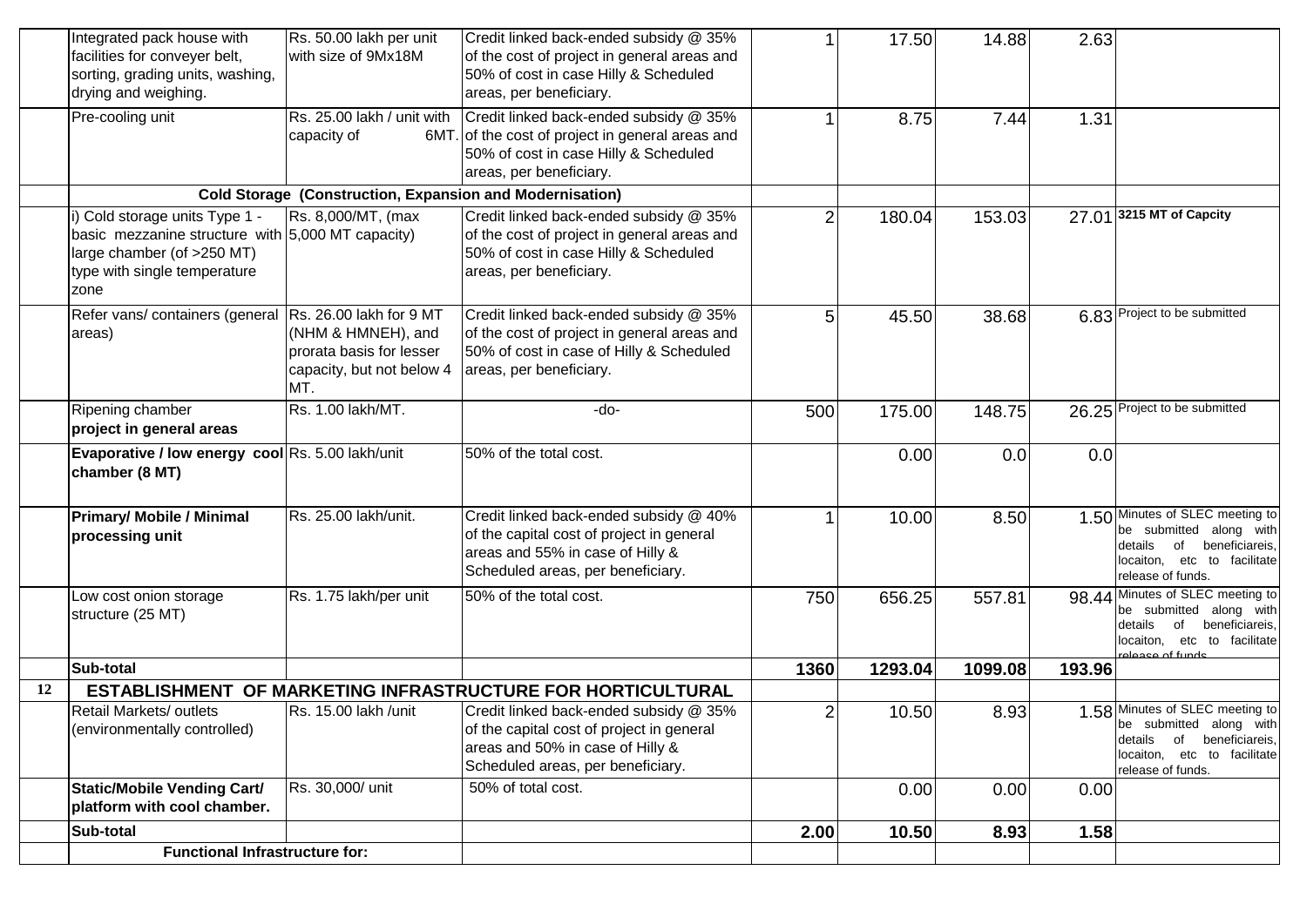|  | Integrated pack house with facilities for conveyer belt, sorting, grading units, washing, drying and weighing. | Rs. 50.00 lakh per unit with size of 9Mx18M | Credit linked back-ended subsidy @ 35% of the cost of project in general areas and 50% of cost in case Hilly & Scheduled areas, per beneficiary. | 1 | 17.50 | 14.88 | 2.63 |  |
|---|---|---|---|---|---|---|---|---|
|  | Pre-cooling unit | Rs. 25.00 lakh / unit with capacity of 6MT. | Credit linked back-ended subsidy @ 35% of the cost of project in general areas and 50% of cost in case Hilly & Scheduled areas, per beneficiary. | 1 | 8.75 | 7.44 | 1.31 |  |
|  | **Cold Storage (Construction, Expansion and Modernisation)** |  |  |  |  |  |  |  |
|  | i) Cold storage units Type 1 - basic mezzanine structure with large chamber (of >250 MT) type with single temperature zone | Rs. 8,000/MT, (max 5,000 MT capacity) | Credit linked back-ended subsidy @ 35% of the cost of project in general areas and 50% of cost in case Hilly & Scheduled areas, per beneficiary. | 2 | 180.04 | 153.03 | 27.01 | **3215 MT of Capcity** |
|  | Refer vans/ containers (general areas) | Rs. 26.00 lakh for 9 MT (NHM & HMNEH), and prorata basis for lesser capacity, but not below 4 MT. | Credit linked back-ended subsidy @ 35% of the cost of project in general areas and 50% of cost in case of Hilly & Scheduled areas, per beneficiary. | 5 | 45.50 | 38.68 | 6.83 | Project to be submitted |
|  | Ripening chamber **project in general areas** | Rs. 1.00 lakh/MT. | -do- | 500 | 175.00 | 148.75 | 26.25 | Project to be submitted |
|  | **Evaporative / low energy cool chamber (8 MT)** | Rs. 5.00 lakh/unit | 50% of the total cost. |  | 0.00 | 0.0 | 0.0 |  |
|  | **Primary/ Mobile / Minimal processing unit** | Rs. 25.00 lakh/unit. | Credit linked back-ended subsidy @ 40% of the capital cost of project in general areas and 55% in case of Hilly & Scheduled areas, per beneficiary. | 1 | 10.00 | 8.50 | 1.50 | Minutes of SLEC meeting to be submitted along with details of beneficiareis, locaiton, etc to facilitate release of funds. |
|  | Low cost onion storage structure (25 MT) | Rs. 1.75 lakh/per unit | 50% of the total cost. | 750 | 656.25 | 557.81 | 98.44 | Minutes of SLEC meeting to be submitted along with details of beneficiareis, locaiton, etc to facilitate release of funds. |
|  | **Sub-total** |  |  | **1360** | **1293.04** | **1099.08** | **193.96** |  |
| **12** | **ESTABLISHMENT OF MARKETING INFRASTRUCTURE FOR HORTICULTURAL** |  |  |  |  |  |  |  |
|  | Retail Markets/ outlets (environmentally controlled) | Rs. 15.00 lakh /unit | Credit linked back-ended subsidy @ 35% of the capital cost of project in general areas and 50% in case of Hilly & Scheduled areas, per beneficiary. | 2 | 10.50 | 8.93 | 1.58 | Minutes of SLEC meeting to be submitted along with details of beneficiareis, locaiton, etc to facilitate release of funds. |
|  | **Static/Mobile Vending Cart/ platform with cool chamber.** | Rs. 30,000/ unit | 50% of total cost. |  | 0.00 | 0.00 | 0.00 |  |
|  | **Sub-total** |  |  | **2.00** | **10.50** | **8.93** | **1.58** |  |
|  | **Functional Infrastructure for:** |  |  |  |  |  |  |  |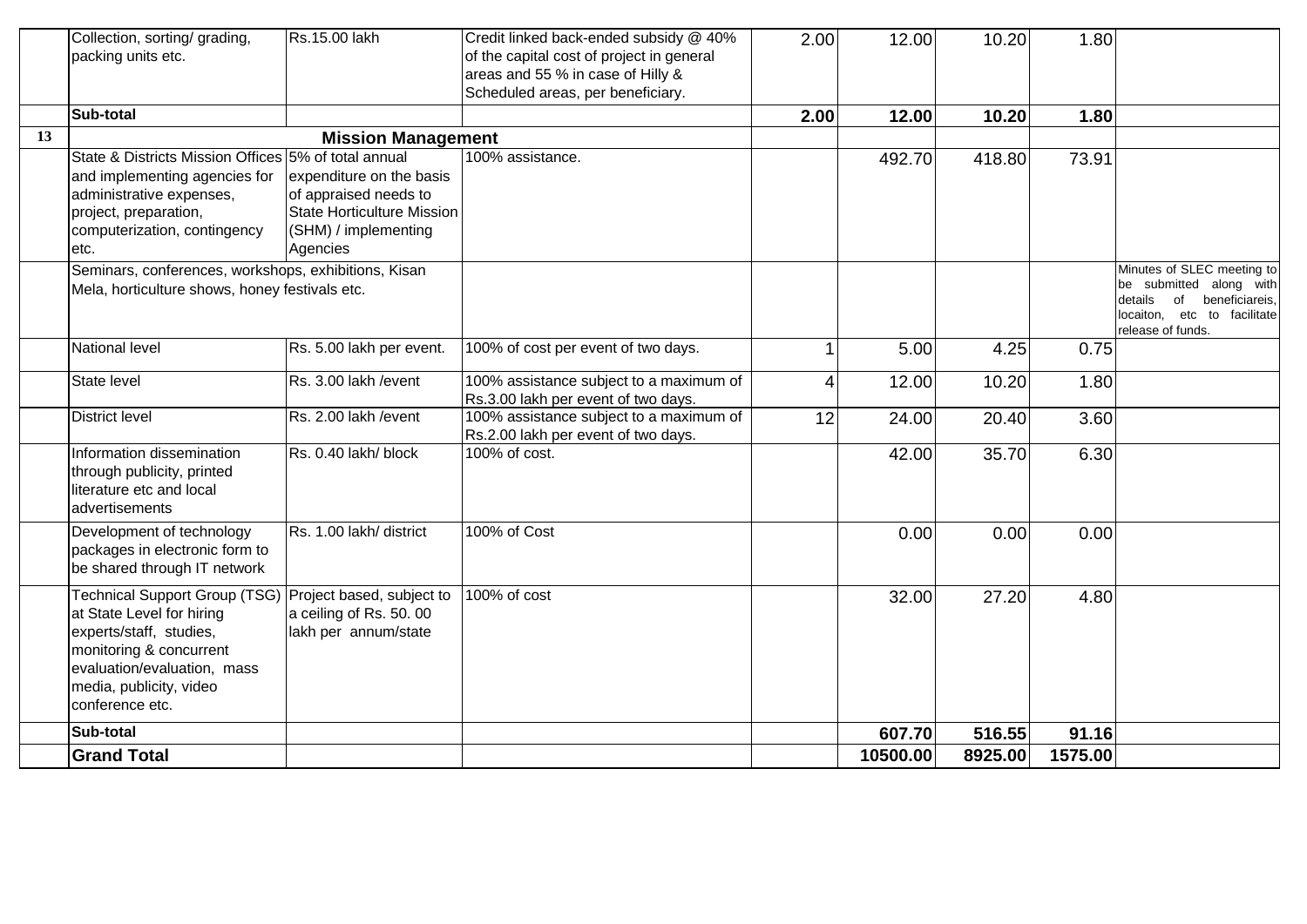| | | | | | | | | |
|---|---|---|---|---|---|---|---|---|
| | Collection, sorting/ grading, packing units etc. | Rs.15.00 lakh | Credit linked back-ended subsidy @ 40% of the capital cost of project in general areas and 55 % in case of Hilly & Scheduled areas, per beneficiary. | 2.00 | 12.00 | 10.20 | 1.80 | |
| | **Sub-total** | | | **2.00** | **12.00** | **10.20** | **1.80** | |
| **13** | **Mission Management** | | | | | | | |
| | State & Districts Mission Offices and implementing agencies for administrative expenses, project, preparation, computerization, contingency etc. | 5% of total annual expenditure on the basis of appraised needs to State Horticulture Mission (SHM) / implementing Agencies | 100% assistance. | | 492.70 | 418.80 | 73.91 | |
| | Seminars, conferences, workshops, exhibitions, Kisan Mela, horticulture shows, honey festivals etc. | | | | | | | Minutes of SLEC meeting to be submitted along with details of beneficiareis, locaiton, etc to facilitate release of funds. |
| | National level | Rs. 5.00 lakh per event. | 100% of cost per event of two days. | 1 | 5.00 | 4.25 | 0.75 | |
| | State level | Rs. 3.00 lakh /event | 100% assistance subject to a maximum of Rs.3.00 lakh per event of two days. | 4 | 12.00 | 10.20 | 1.80 | |
| | District level | Rs. 2.00 lakh /event | 100% assistance subject to a maximum of Rs.2.00 lakh per event of two days. | 12 | 24.00 | 20.40 | 3.60 | |
| | Information dissemination through publicity, printed literature etc and local advertisements | Rs. 0.40 lakh/ block | 100% of cost. | | 42.00 | 35.70 | 6.30 | |
| | Development of technology packages in electronic form to be shared through IT network | Rs. 1.00 lakh/ district | 100% of Cost | | 0.00 | 0.00 | 0.00 | |
| | Technical Support Group (TSG) at State Level for hiring experts/staff, studies, monitoring & concurrent evaluation/evaluation, mass media, publicity, video conference etc. | Project based, subject to a ceiling of Rs. 50. 00 lakh per annum/state | 100% of cost | | 32.00 | 27.20 | 4.80 | |
| | **Sub-total** | | | | **607.70** | **516.55** | **91.16** | |
| | **Grand Total** | | | | **10500.00** | **8925.00** | **1575.00** | |